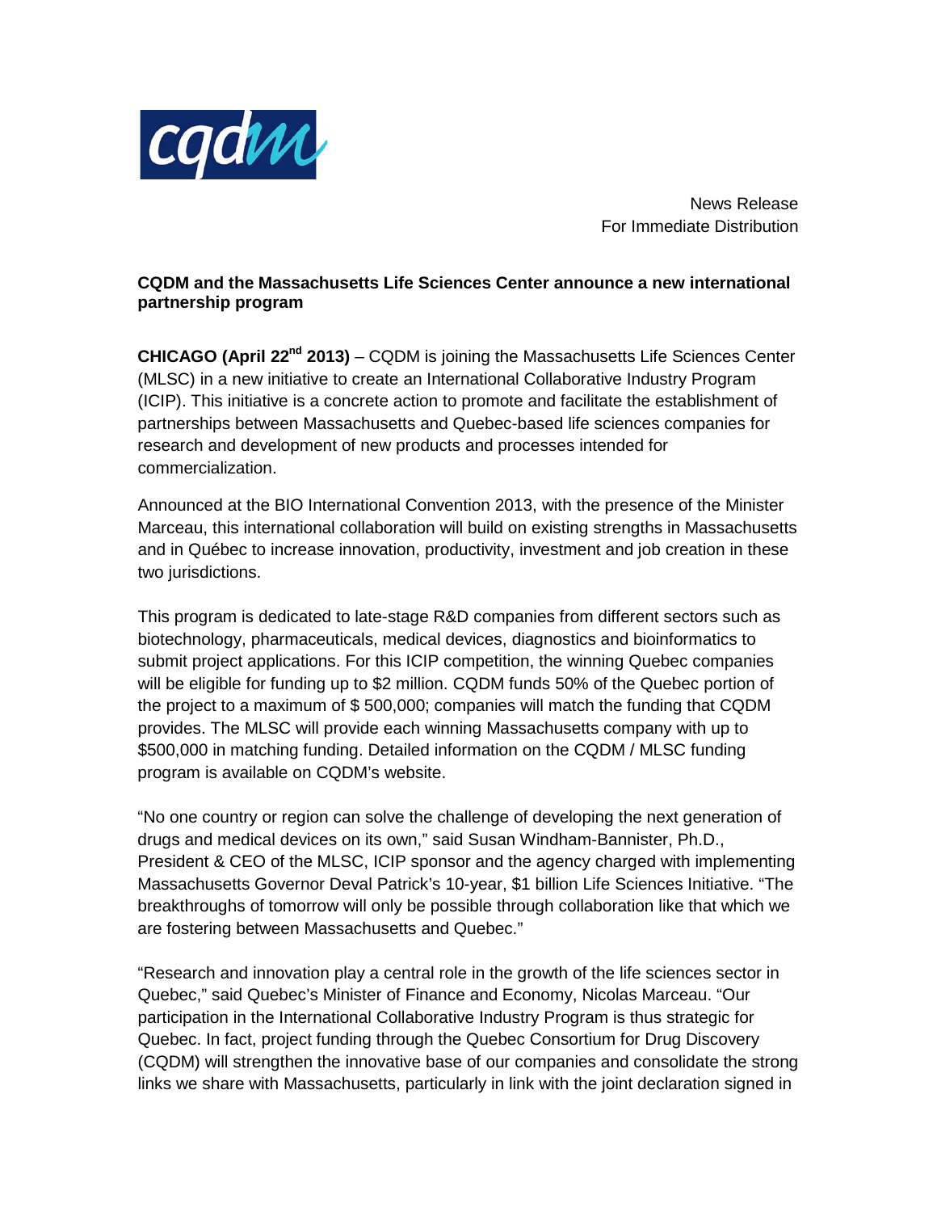News Release
For Immediate Distribution

**CQDM and the Massachusetts Life Sciences Center announce a new international partnership program**

**CHICAGO (April 22nd 2013)** – CQDM is joining the Massachusetts Life Sciences Center (MLSC) in a new initiative to create an International Collaborative Industry Program (ICIP). This initiative is a concrete action to promote and facilitate the establishment of partnerships between Massachusetts and Quebec-based life sciences companies for research and development of new products and processes intended for commercialization.

Announced at the BIO International Convention 2013, with the presence of the Minister Marceau, this international collaboration will build on existing strengths in Massachusetts and in Québec to increase innovation, productivity, investment and job creation in these two jurisdictions.

This program is dedicated to late-stage R&D companies from different sectors such as biotechnology, pharmaceuticals, medical devices, diagnostics and bioinformatics to submit project applications. For this ICIP competition, the winning Quebec companies will be eligible for funding up to $2 million. CQDM funds 50% of the Quebec portion of the project to a maximum of $ 500,000; companies will match the funding that CQDM provides. The MLSC will provide each winning Massachusetts company with up to $500,000 in matching funding. Detailed information on the CQDM / MLSC funding program is available on CQDM's website.

"No one country or region can solve the challenge of developing the next generation of drugs and medical devices on its own," said Susan Windham-Bannister, Ph.D., President & CEO of the MLSC, ICIP sponsor and the agency charged with implementing Massachusetts Governor Deval Patrick's 10-year, $1 billion Life Sciences Initiative. "The breakthroughs of tomorrow will only be possible through collaboration like that which we are fostering between Massachusetts and Quebec."

"Research and innovation play a central role in the growth of the life sciences sector in Quebec," said Quebec's Minister of Finance and Economy, Nicolas Marceau. "Our participation in the International Collaborative Industry Program is thus strategic for Quebec. In fact, project funding through the Quebec Consortium for Drug Discovery (CQDM) will strengthen the innovative base of our companies and consolidate the strong links we share with Massachusetts, particularly in link with the joint declaration signed in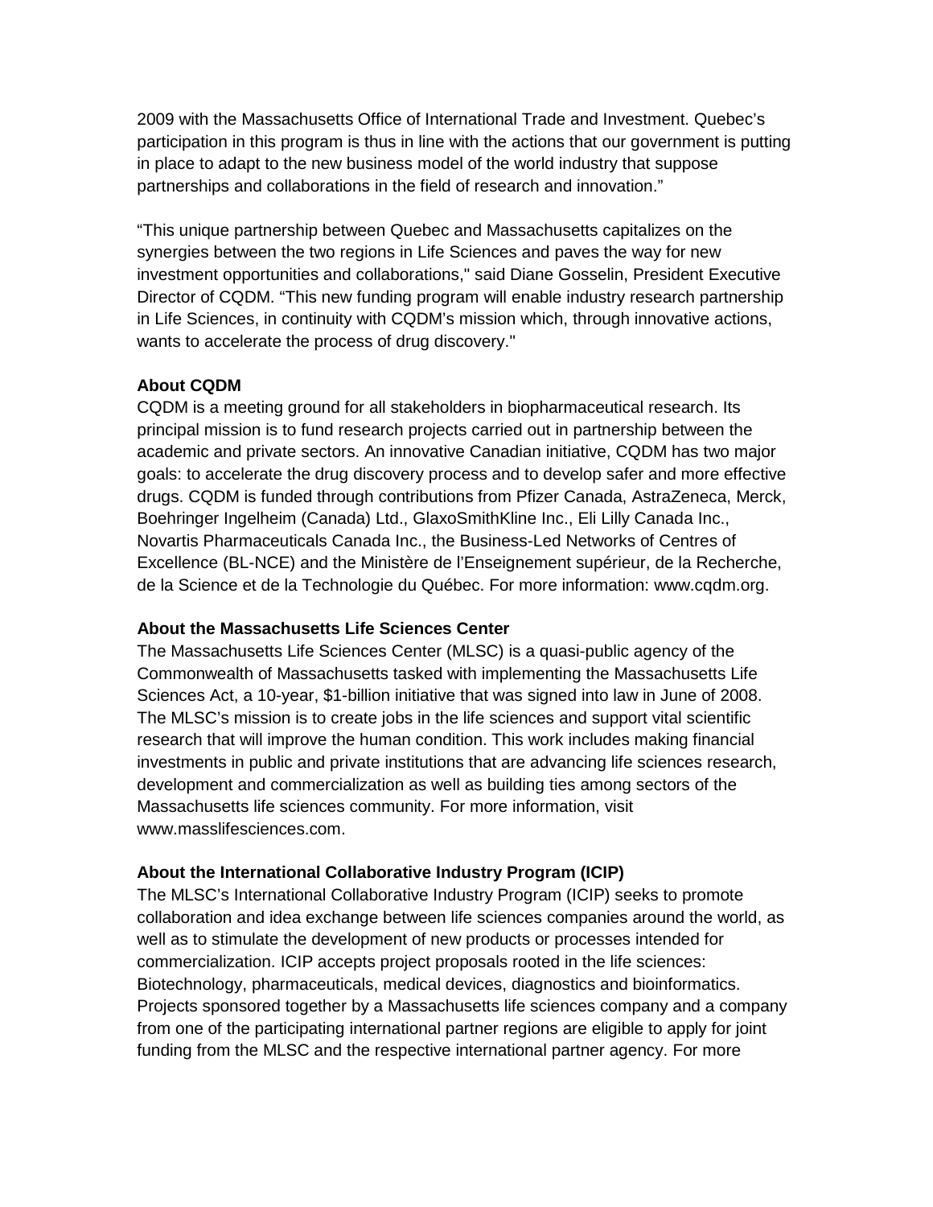2009 with the Massachusetts Office of International Trade and Investment. Quebec's participation in this program is thus in line with the actions that our government is putting in place to adapt to the new business model of the world industry that suppose partnerships and collaborations in the field of research and innovation."

"This unique partnership between Quebec and Massachusetts capitalizes on the synergies between the two regions in Life Sciences and paves the way for new investment opportunities and collaborations," said Diane Gosselin, President Executive Director of CQDM. "This new funding program will enable industry research partnership in Life Sciences, in continuity with CQDM's mission which, through innovative actions, wants to accelerate the process of drug discovery."

**About CQDM**

CQDM is a meeting ground for all stakeholders in biopharmaceutical research. Its principal mission is to fund research projects carried out in partnership between the academic and private sectors. An innovative Canadian initiative, CQDM has two major goals: to accelerate the drug discovery process and to develop safer and more effective drugs. CQDM is funded through contributions from Pfizer Canada, AstraZeneca, Merck, Boehringer Ingelheim (Canada) Ltd., GlaxoSmithKline Inc., Eli Lilly Canada Inc., Novartis Pharmaceuticals Canada Inc., the Business-Led Networks of Centres of Excellence (BL-NCE) and the Ministère de l'Enseignement supérieur, de la Recherche, de la Science et de la Technologie du Québec. For more information: www.cqdm.org.

**About the Massachusetts Life Sciences Center**

The Massachusetts Life Sciences Center (MLSC) is a quasi-public agency of the Commonwealth of Massachusetts tasked with implementing the Massachusetts Life Sciences Act, a 10-year, $1-billion initiative that was signed into law in June of 2008. The MLSC's mission is to create jobs in the life sciences and support vital scientific research that will improve the human condition. This work includes making financial investments in public and private institutions that are advancing life sciences research, development and commercialization as well as building ties among sectors of the Massachusetts life sciences community. For more information, visit www.masslifesciences.com.

**About the International Collaborative Industry Program (ICIP)**

The MLSC's International Collaborative Industry Program (ICIP) seeks to promote collaboration and idea exchange between life sciences companies around the world, as well as to stimulate the development of new products or processes intended for commercialization. ICIP accepts project proposals rooted in the life sciences: Biotechnology, pharmaceuticals, medical devices, diagnostics and bioinformatics. Projects sponsored together by a Massachusetts life sciences company and a company from one of the participating international partner regions are eligible to apply for joint funding from the MLSC and the respective international partner agency. For more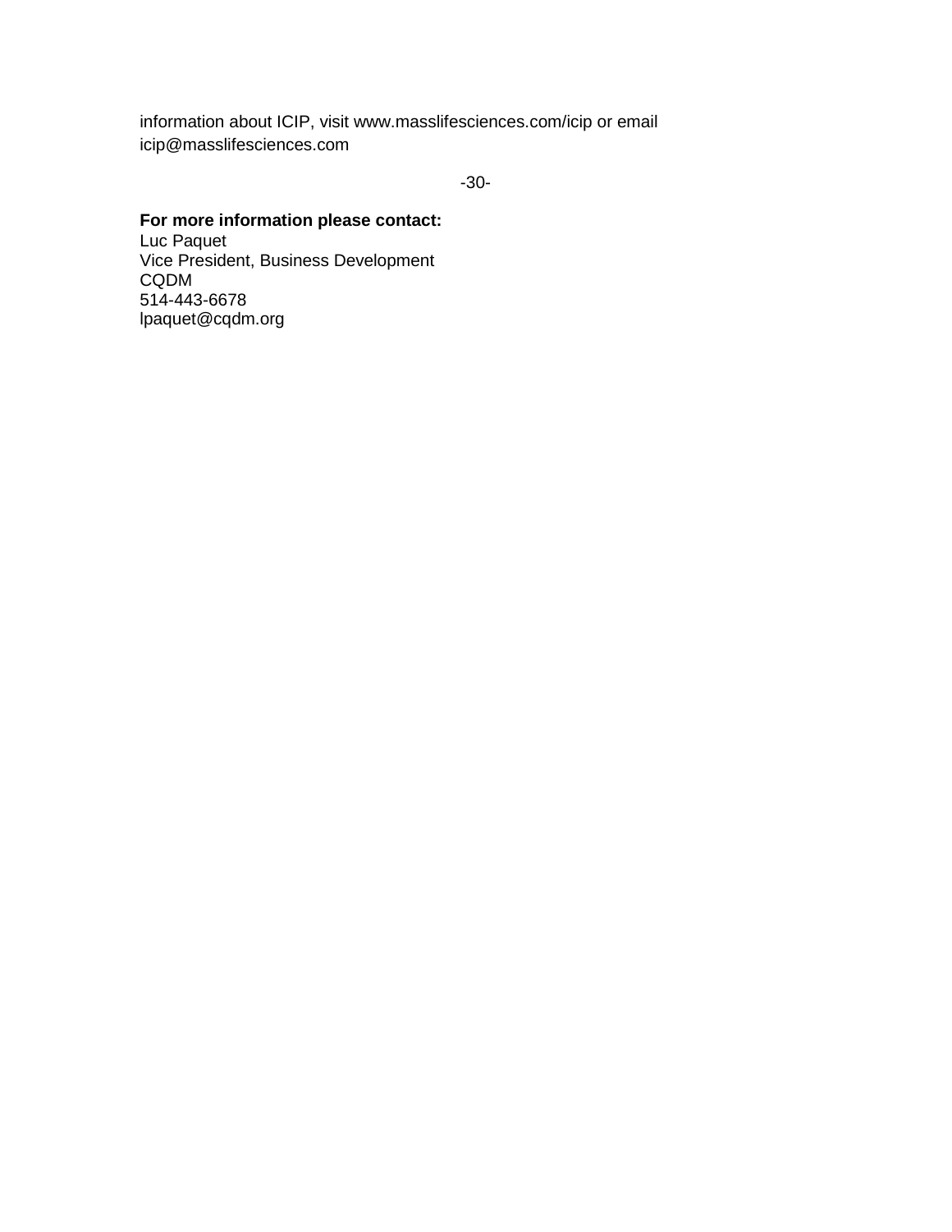information about ICIP, visit www.masslifesciences.com/icip or email icip@masslifesciences.com

-30-

**For more information please contact:**
Luc Paquet
Vice President, Business Development
CQDM
514-443-6678
lpaquet@cqdm.org